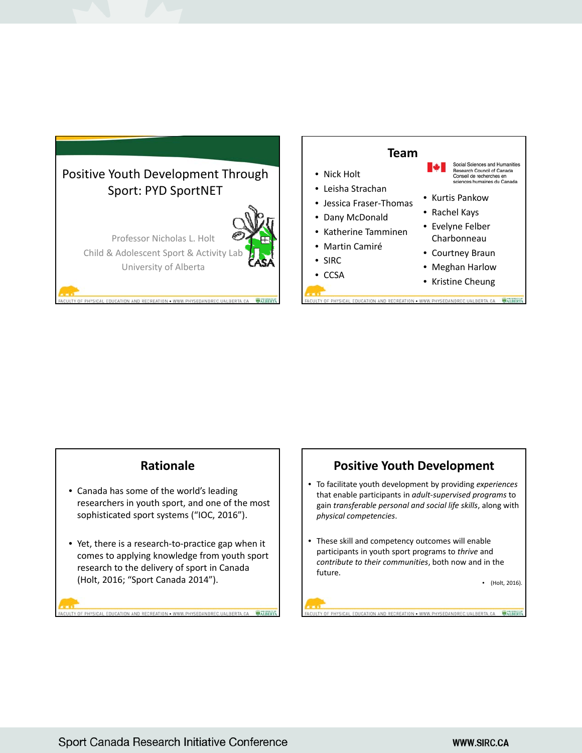# Positive Youth Development Through Sport: PYD SportNET

Professor Nicholas L. Holt
Child & Adolescent Sport & Activity Lab
University of Alberta

## Team

- Nick Holt
- Leisha Strachan
- Jessica Fraser-Thomas
- Dany McDonald
- Katherine Tamminen
- Martin Camiré
- SIRC
- CCSA
- Kurtis Pankow
- Rachel Kays
- Evelyne Felber Charbonneau
- Courtney Braun
- Meghan Harlow
- Kristine Cheung

Social Sciences and Humanities Research Council of Canada
Conseil de recherches en sciences humaines du Canada

## Rationale

- Canada has some of the world's leading researchers in youth sport, and one of the most sophisticated sport systems ("IOC, 2016").
- Yet, there is a research-to-practice gap when it comes to applying knowledge from youth sport research to the delivery of sport in Canada (Holt, 2016; "Sport Canada 2014").

## Positive Youth Development

- To facilitate youth development by providing *experiences* that enable participants in *adult-supervised programs* to gain *transferable personal and social life skills*, along with *physical competencies*.
- These skill and competency outcomes will enable participants in youth sport programs to *thrive* and *contribute to their communities*, both now and in the future.
  - (Holt, 2016).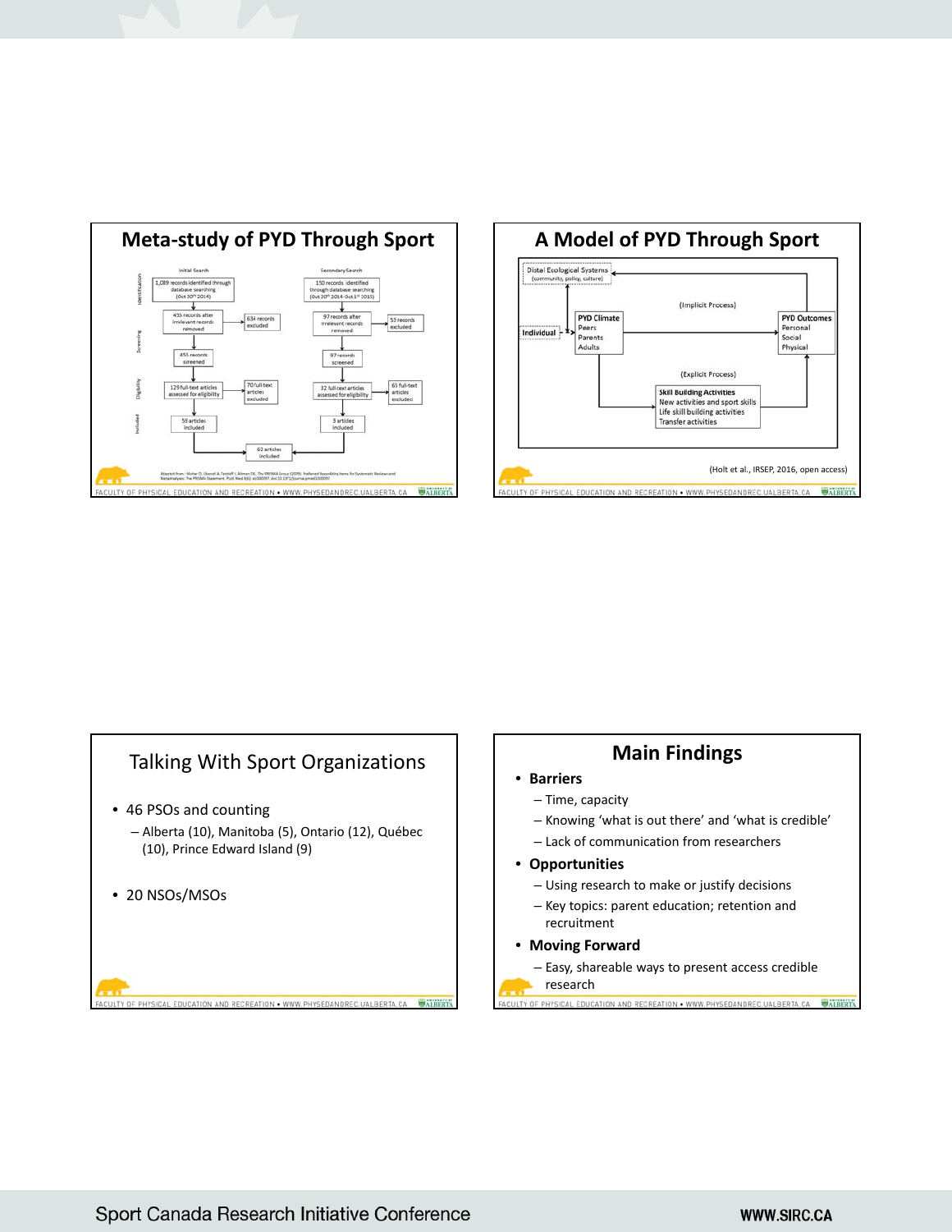## Meta-study of PYD Through Sport

Identification

Initial Search

1,089 records identified through database searching (Oct 30th 2014)

455 records after irrelevant records removed

634 records excluded

Screening

455 records screened

Eligibility

129 full-text articles assessed for eligibility

70 full-text articles excluded

Included

59 articles included

Secondary Search

150 records identified through database searching (Oct 30th 2014-Oct 1st 2015)

97 records after irrelevant records removed

53 records excluded

97 records screened

32 full-text articles assessed for eligibility

65 full-text articles excluded

3 articles included

62 articles included

Adapted from: Moher D, Liberati A, Tetzlaff J, Altman DG, The PRISMA Group (2009). Preferred Reporting Items for Systematic Reviews and Meta-Analyses: The PRISMA Statement. PLoS Med 6(6): e1000097. doi:10.1371/journal.pmed1000097

## A Model of PYD Through Sport

Distal Ecological Systems (community, policy, culture)

Individual

PYD Climate: Peers, Parents, Adults

(Implicit Process)

PYD Outcomes: Personal, Social, Physical

(Explicit Process)

Skill Building Activities: New activities and sport skills, Life skill building activities, Transfer activities

(Holt et al., IRSEP, 2016, open access)

## Talking With Sport Organizations

- 46 PSOs and counting
  - Alberta (10), Manitoba (5), Ontario (12), Québec (10), Prince Edward Island (9)
- 20 NSOs/MSOs

## Main Findings

- **Barriers**
  - Time, capacity
  - Knowing 'what is out there' and 'what is credible'
  - Lack of communication from researchers
- **Opportunities**
  - Using research to make or justify decisions
  - Key topics: parent education; retention and recruitment
- **Moving Forward**
  - Easy, shareable ways to present access credible research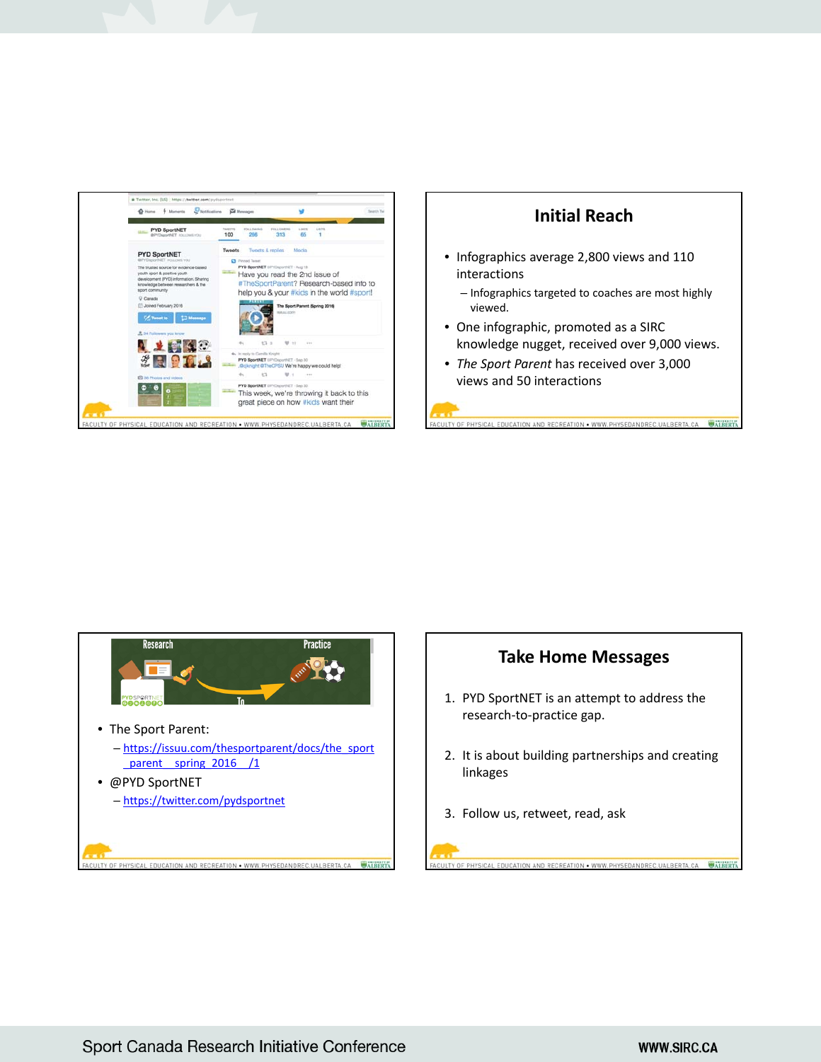## Initial Reach

- Infographics average 2,800 views and 110 interactions
  - Infographics targeted to coaches are most highly viewed.
- One infographic, promoted as a SIRC knowledge nugget, received over 9,000 views.
- *The Sport Parent* has received over 3,000 views and 50 interactions

- The Sport Parent:
  - https://issuu.com/thesportparent/docs/the_sport_parent__spring_2016__/1
- @PYD SportNET
  - https://twitter.com/pydsportnet

## Take Home Messages

1. PYD SportNET is an attempt to address the research-to-practice gap.
2. It is about building partnerships and creating linkages
3. Follow us, retweet, read, ask